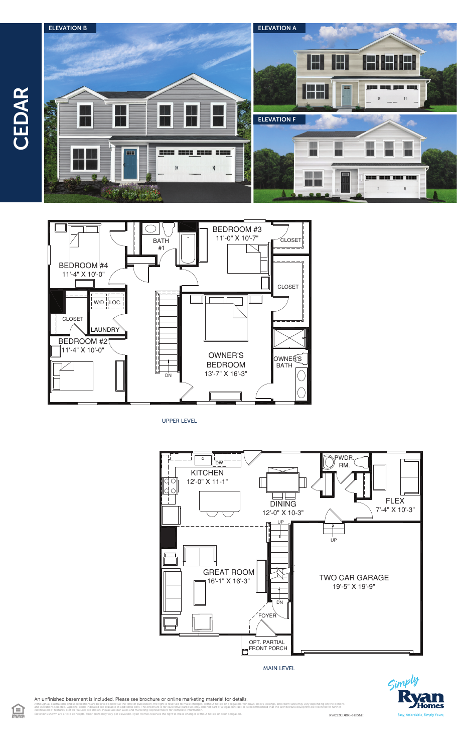# CEDAR

ELEVATION B

ELEVATION A

ELEVATION F

## UPPER LEVEL

- BEDROOM #4 — 11'-4" X 10'-0"
- BATH #1
- BEDROOM #3 — 11'-0" X 10'-7"
- CLOSET
- CLOSET
- W/D
- LOC.
- CLOSET
- LAUNDRY
- BEDROOM #2 — 11'-4" X 10'-0"
- DN
- OWNER'S BEDROOM — 13'-7" X 16'-3"
- OWNER'S BATH

## MAIN LEVEL

- DW
- KITCHEN — 12'-0" X 11-1"
- DINING — 12'-0" X 10-3"
- PWDR. RM.
- FLEX — 7'-4" X 10'-3"
- UP
- UP
- GREAT ROOM — 16'-1" X 16'-3"
- TWO CAR GARAGE — 19'-5" X 19'-9"
- DN
- FOYER
- OPT. PARTIAL FRONT PORCH

An unfinished basement is included. Please see brochure or online marketing material for details.

Although all illustrations and specifications are believed correct at the time of publication, the right is reserved to make changes, without notice or obligation. Windows, doors, ceilings, and room sizes may vary depending on the options and elevations selected. Optional items indicated are available at additional cost. This brochure is for illustrative purposes only and not part of a legal contract. It is recommended that the architectural blueprints be reviewed for further clarification of features. Not all features are shown. Please ask our Sales and Marketing Representative for complete information. Elevations shown are artist's concepts. Floor plans may vary per elevation. Ryan Homes reserves the right to make changes without notice or prior obligation.

RY0222CDR00v01BSMT

Simply Ryan Homes — Easy, Affordable, Simply Yours.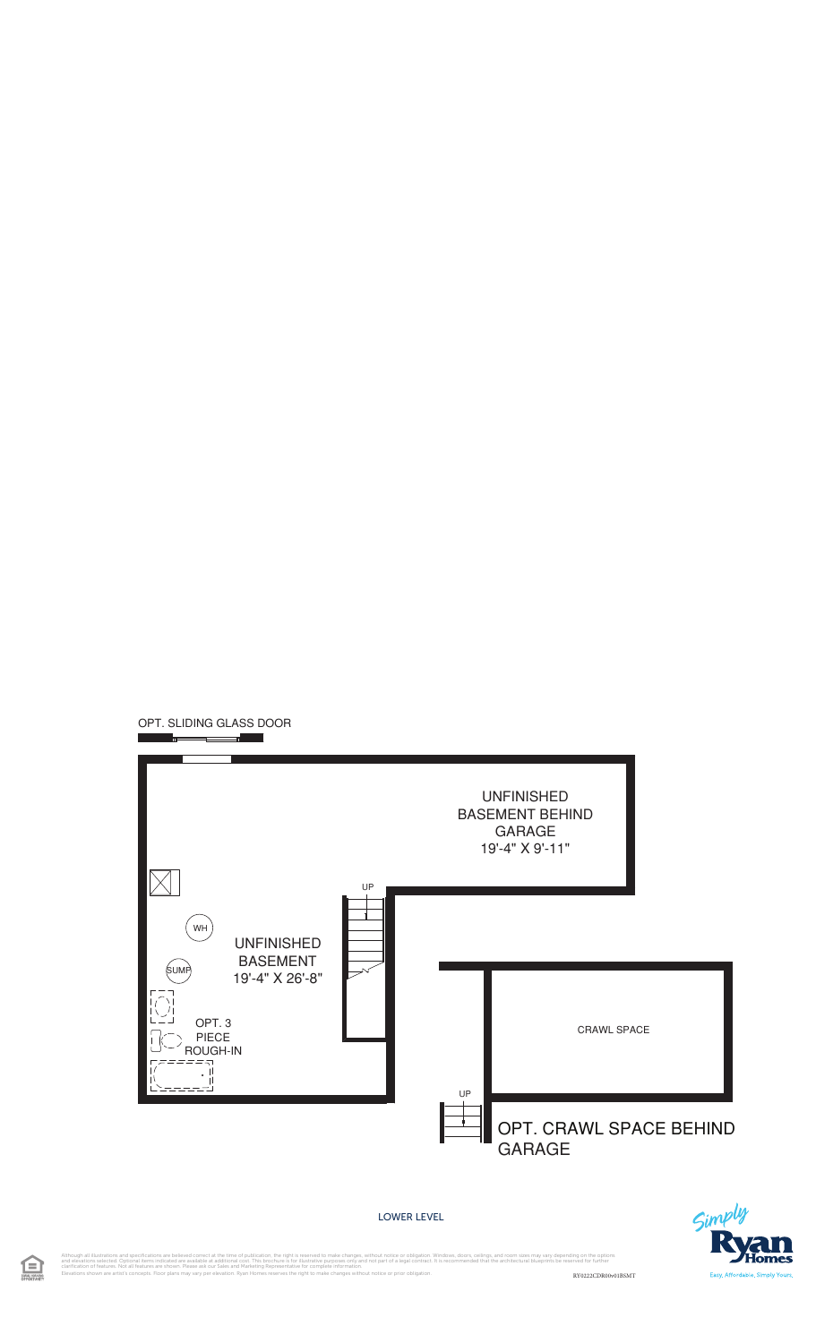OPT. SLIDING GLASS DOOR

UNFINISHED BASEMENT BEHIND GARAGE
19'-4" X 9'-11"

UP

WH

UNFINISHED BASEMENT
19'-4" X 26'-8"

SUMP

OPT. 3 PIECE ROUGH-IN

CRAWL SPACE

UP

OPT. CRAWL SPACE BEHIND GARAGE

LOWER LEVEL

Although all illustrations and specifications are believed correct at the time of publication, the right is reserved to make changes, without notice or obligation. Windows, doors, ceilings, and room sizes may vary depending on the options and elevations selected. Optional items indicated are available at additional cost. This brochure is for illustrative purposes only and not part of a legal contract. It is recommended that the architectural blueprints be reserved for further clarification of features. Not all features are shown. Please ask our Sales and Marketing Representative for complete information.
Elevations shown are artist's concepts. Floor plans may vary per elevation. Ryan Homes reserves the right to make changes without notice or prior obligation.

RY0222CDR00v01BSMT

Simply Ryan Homes
Easy, Affordable, Simply Yours.